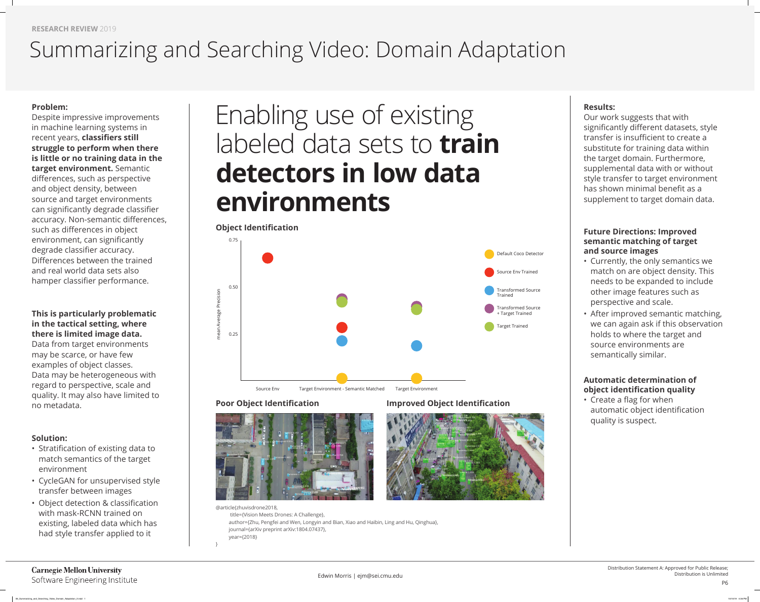RESEARCH REVIEW 2019

# Summarizing and Searching Video: Domain Adaptation

**Problem:**

Despite impressive improvements in machine learning systems in recent years, **classifiers still struggle to perform when there is little or no training data in the target environment.** Semantic differences, such as perspective and object density, between source and target environments can significantly degrade classifier accuracy. Non-semantic differences, such as differences in object environment, can significantly degrade classifier accuracy. Differences between the trained and real world data sets also hamper classifier performance.

**This is particularly problematic in the tactical setting, where there is limited image data.** Data from target environments may be scarce, or have few examples of object classes. Data may be heterogeneous with regard to perspective, scale and quality. It may also have limited to no metadata.

**Solution:**

- Stratification of existing data to match semantics of the target environment
- CycleGAN for unsupervised style transfer between images
- Object detection & classification with mask-RCNN trained on existing, labeled data which has had style transfer applied to it

## Enabling use of existing labeled data sets to **train detectors in low data environments**

**Object Identification**

mean Average Precision (y-axis: 0.25, 0.50, 0.75)

Legend: Default Coco Detector; Source Env Trained; Transformed Source Trained; Transformed Source + Target Trained; Target Trained

X-axis: Source Env; Target Environment - Semantic Matched; Target Environment

**Poor Object Identification**

**Improved Object Identification**

@article{zhuvisdrone2018,
title={Vision Meets Drones: A Challenge},
author={Zhu, Pengfei and Wen, Longyin and Bian, Xiao and Haibin, Ling and Hu, Qinghua},
journal={arXiv preprint arXiv:1804.07437},
year={2018}
}

**Results:**

Our work suggests that with significantly different datasets, style transfer is insufficient to create a substitute for training data within the target domain. Furthermore, supplemental data with or without style transfer to target environment has shown minimal benefit as a supplement to target domain data.

**Future Directions: Improved semantic matching of target and source images**

- Currently, the only semantics we match on are object density. This needs to be expanded to include other image features such as perspective and scale.
- After improved semantic matching, we can again ask if this observation holds to where the target and source environments are semantically similar.

**Automatic determination of object identification quality**

- Create a flag for when automatic object identification quality is suspect.

Carnegie Mellon University
Software Engineering Institute

Edwin Morris | ejm@sei.cmu.edu

Distribution Statement A: Approved for Public Release; Distribution is Unlimited